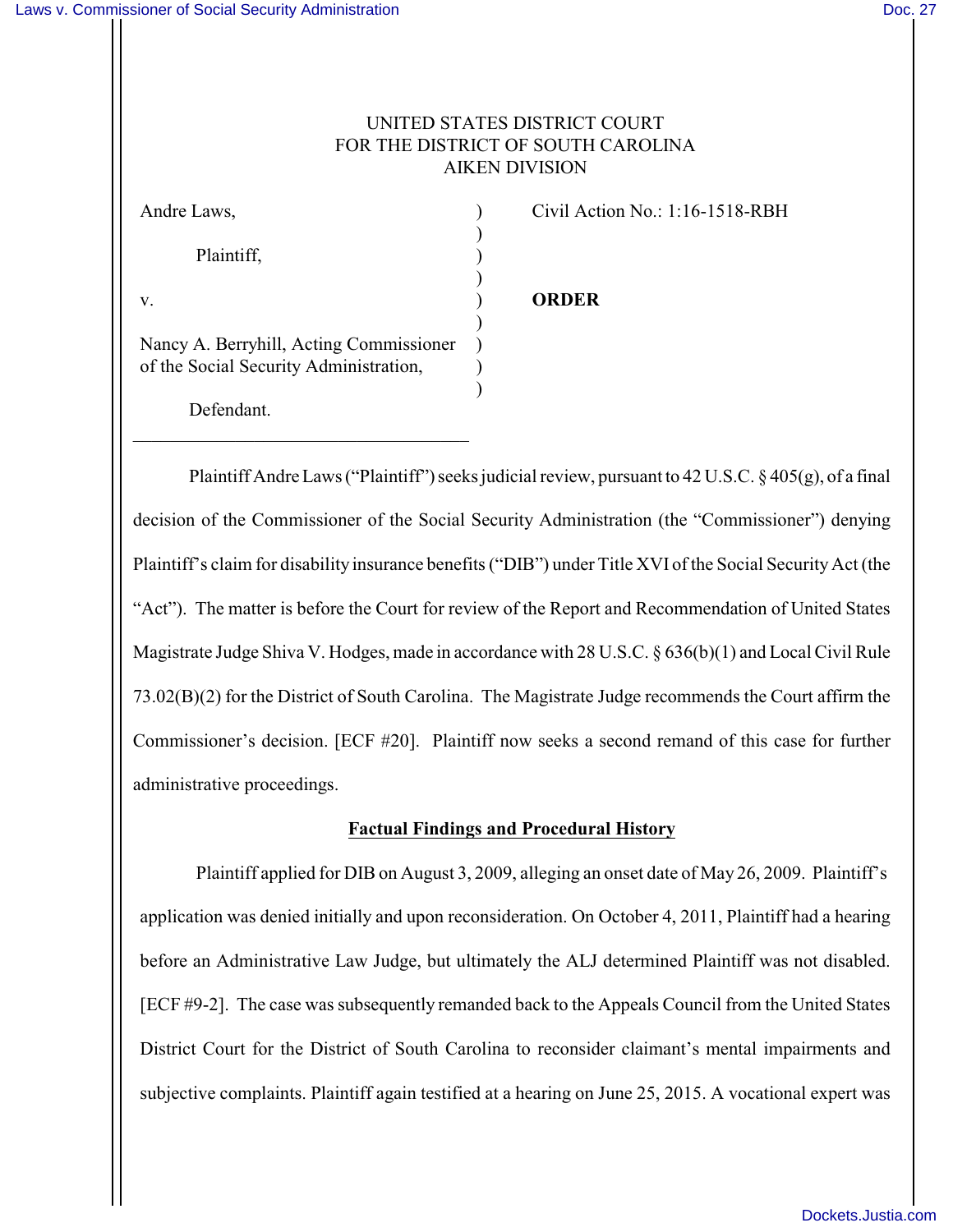UNITED STATES DISTRICT COURT
FOR THE DISTRICT OF SOUTH CAROLINA
AIKEN DIVISION

| | | |
|---|---|---|
| Andre Laws, | ) | Civil Action No.: 1:16-1518-RBH |
| | ) | |
| Plaintiff, | ) | |
| | ) | |
| v. | ) | **ORDER** |
| | ) | |
| Nancy A. Berryhill, Acting Commissioner of the Social Security Administration, | ) | |
| | ) | |
| Defendant. | ) | |

Plaintiff Andre Laws ("Plaintiff") seeks judicial review, pursuant to 42 U.S.C. § 405(g), of a final decision of the Commissioner of the Social Security Administration (the "Commissioner") denying Plaintiff's claim for disability insurance benefits ("DIB") under Title XVI of the Social Security Act (the "Act"). The matter is before the Court for review of the Report and Recommendation of United States Magistrate Judge Shiva V. Hodges, made in accordance with 28 U.S.C. § 636(b)(1) and Local Civil Rule 73.02(B)(2) for the District of South Carolina. The Magistrate Judge recommends the Court affirm the Commissioner's decision. [ECF #20]. Plaintiff now seeks a second remand of this case for further administrative proceedings.

## Factual Findings and Procedural History

Plaintiff applied for DIB on August 3, 2009, alleging an onset date of May 26, 2009. Plaintiff's application was denied initially and upon reconsideration. On October 4, 2011, Plaintiff had a hearing before an Administrative Law Judge, but ultimately the ALJ determined Plaintiff was not disabled. [ECF #9-2]. The case was subsequently remanded back to the Appeals Council from the United States District Court for the District of South Carolina to reconsider claimant's mental impairments and subjective complaints. Plaintiff again testified at a hearing on June 25, 2015. A vocational expert was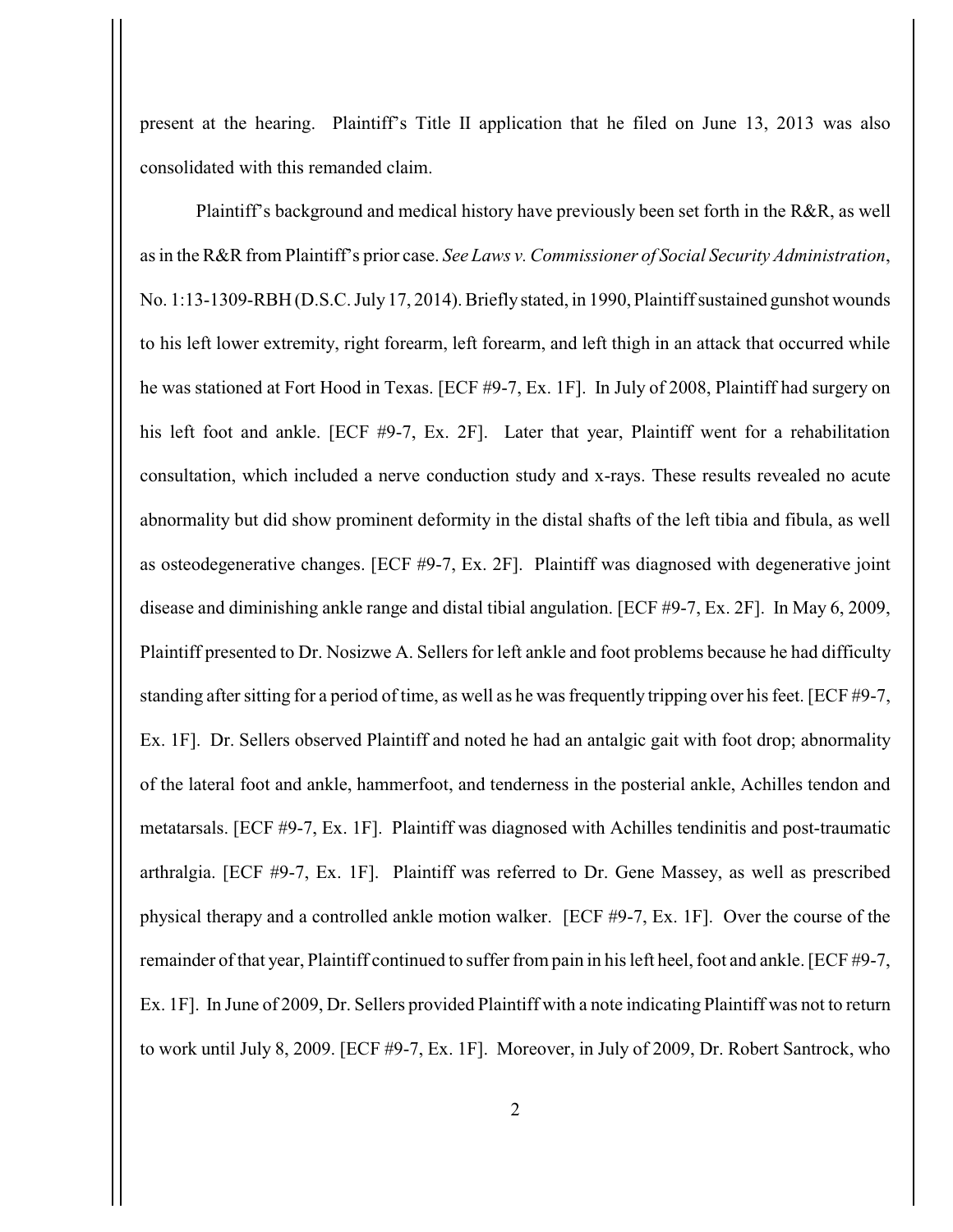present at the hearing. Plaintiff's Title II application that he filed on June 13, 2013 was also consolidated with this remanded claim.

Plaintiff's background and medical history have previously been set forth in the R&R, as well as in the R&R from Plaintiff's prior case. *See Laws v. Commissioner of Social Security Administration*, No. 1:13-1309-RBH (D.S.C. July 17, 2014). Briefly stated, in 1990, Plaintiff sustained gunshot wounds to his left lower extremity, right forearm, left forearm, and left thigh in an attack that occurred while he was stationed at Fort Hood in Texas. [ECF #9-7, Ex. 1F]. In July of 2008, Plaintiff had surgery on his left foot and ankle. [ECF #9-7, Ex. 2F]. Later that year, Plaintiff went for a rehabilitation consultation, which included a nerve conduction study and x-rays. These results revealed no acute abnormality but did show prominent deformity in the distal shafts of the left tibia and fibula, as well as osteodegenerative changes. [ECF #9-7, Ex. 2F]. Plaintiff was diagnosed with degenerative joint disease and diminishing ankle range and distal tibial angulation. [ECF #9-7, Ex. 2F]. In May 6, 2009, Plaintiff presented to Dr. Nosizwe A. Sellers for left ankle and foot problems because he had difficulty standing after sitting for a period of time, as well as he was frequently tripping over his feet. [ECF #9-7, Ex. 1F]. Dr. Sellers observed Plaintiff and noted he had an antalgic gait with foot drop; abnormality of the lateral foot and ankle, hammerfoot, and tenderness in the posterial ankle, Achilles tendon and metatarsals. [ECF #9-7, Ex. 1F]. Plaintiff was diagnosed with Achilles tendinitis and post-traumatic arthralgia. [ECF #9-7, Ex. 1F]. Plaintiff was referred to Dr. Gene Massey, as well as prescribed physical therapy and a controlled ankle motion walker. [ECF #9-7, Ex. 1F]. Over the course of the remainder of that year, Plaintiff continued to suffer from pain in his left heel, foot and ankle. [ECF #9-7, Ex. 1F]. In June of 2009, Dr. Sellers provided Plaintiff with a note indicating Plaintiff was not to return to work until July 8, 2009. [ECF #9-7, Ex. 1F]. Moreover, in July of 2009, Dr. Robert Santrock, who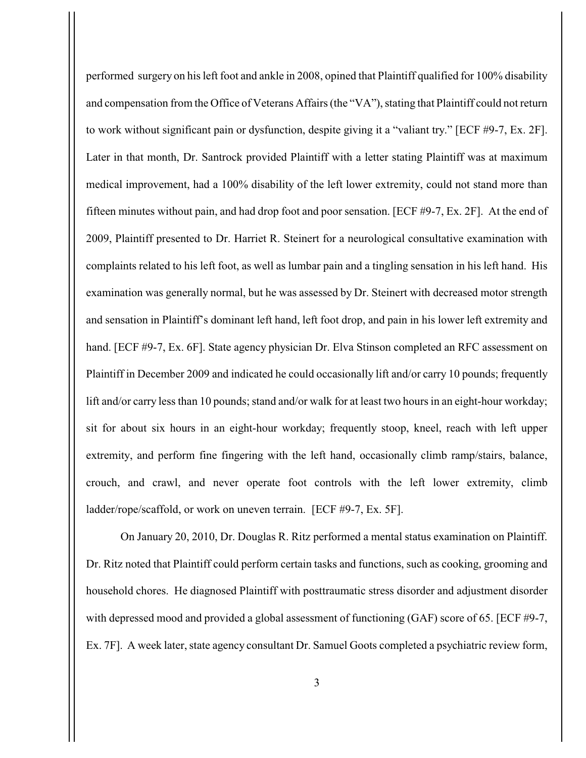performed surgery on his left foot and ankle in 2008, opined that Plaintiff qualified for 100% disability and compensation from the Office of Veterans Affairs (the "VA"), stating that Plaintiff could not return to work without significant pain or dysfunction, despite giving it a "valiant try." [ECF #9-7, Ex. 2F]. Later in that month, Dr. Santrock provided Plaintiff with a letter stating Plaintiff was at maximum medical improvement, had a 100% disability of the left lower extremity, could not stand more than fifteen minutes without pain, and had drop foot and poor sensation. [ECF #9-7, Ex. 2F]. At the end of 2009, Plaintiff presented to Dr. Harriet R. Steinert for a neurological consultative examination with complaints related to his left foot, as well as lumbar pain and a tingling sensation in his left hand. His examination was generally normal, but he was assessed by Dr. Steinert with decreased motor strength and sensation in Plaintiff's dominant left hand, left foot drop, and pain in his lower left extremity and hand. [ECF #9-7, Ex. 6F]. State agency physician Dr. Elva Stinson completed an RFC assessment on Plaintiff in December 2009 and indicated he could occasionally lift and/or carry 10 pounds; frequently lift and/or carry less than 10 pounds; stand and/or walk for at least two hours in an eight-hour workday; sit for about six hours in an eight-hour workday; frequently stoop, kneel, reach with left upper extremity, and perform fine fingering with the left hand, occasionally climb ramp/stairs, balance, crouch, and crawl, and never operate foot controls with the left lower extremity, climb ladder/rope/scaffold, or work on uneven terrain. [ECF #9-7, Ex. 5F].

On January 20, 2010, Dr. Douglas R. Ritz performed a mental status examination on Plaintiff. Dr. Ritz noted that Plaintiff could perform certain tasks and functions, such as cooking, grooming and household chores. He diagnosed Plaintiff with posttraumatic stress disorder and adjustment disorder with depressed mood and provided a global assessment of functioning (GAF) score of 65. [ECF #9-7, Ex. 7F]. A week later, state agency consultant Dr. Samuel Goots completed a psychiatric review form,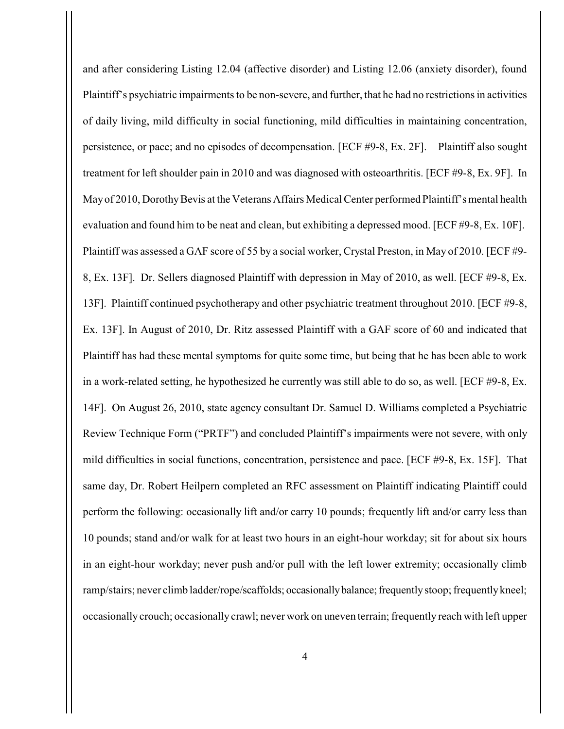and after considering Listing 12.04 (affective disorder) and Listing 12.06 (anxiety disorder), found Plaintiff's psychiatric impairments to be non-severe, and further, that he had no restrictions in activities of daily living, mild difficulty in social functioning, mild difficulties in maintaining concentration, persistence, or pace; and no episodes of decompensation. [ECF #9-8, Ex. 2F]. Plaintiff also sought treatment for left shoulder pain in 2010 and was diagnosed with osteoarthritis. [ECF #9-8, Ex. 9F]. In May of 2010, Dorothy Bevis at the Veterans Affairs Medical Center performed Plaintiff's mental health evaluation and found him to be neat and clean, but exhibiting a depressed mood. [ECF #9-8, Ex. 10F]. Plaintiff was assessed a GAF score of 55 by a social worker, Crystal Preston, in May of 2010. [ECF #9-8, Ex. 13F]. Dr. Sellers diagnosed Plaintiff with depression in May of 2010, as well. [ECF #9-8, Ex. 13F]. Plaintiff continued psychotherapy and other psychiatric treatment throughout 2010. [ECF #9-8, Ex. 13F]. In August of 2010, Dr. Ritz assessed Plaintiff with a GAF score of 60 and indicated that Plaintiff has had these mental symptoms for quite some time, but being that he has been able to work in a work-related setting, he hypothesized he currently was still able to do so, as well. [ECF #9-8, Ex. 14F]. On August 26, 2010, state agency consultant Dr. Samuel D. Williams completed a Psychiatric Review Technique Form ("PRTF") and concluded Plaintiff's impairments were not severe, with only mild difficulties in social functions, concentration, persistence and pace. [ECF #9-8, Ex. 15F]. That same day, Dr. Robert Heilpern completed an RFC assessment on Plaintiff indicating Plaintiff could perform the following: occasionally lift and/or carry 10 pounds; frequently lift and/or carry less than 10 pounds; stand and/or walk for at least two hours in an eight-hour workday; sit for about six hours in an eight-hour workday; never push and/or pull with the left lower extremity; occasionally climb ramp/stairs; never climb ladder/rope/scaffolds; occasionally balance; frequently stoop; frequently kneel; occasionally crouch; occasionally crawl; never work on uneven terrain; frequently reach with left upper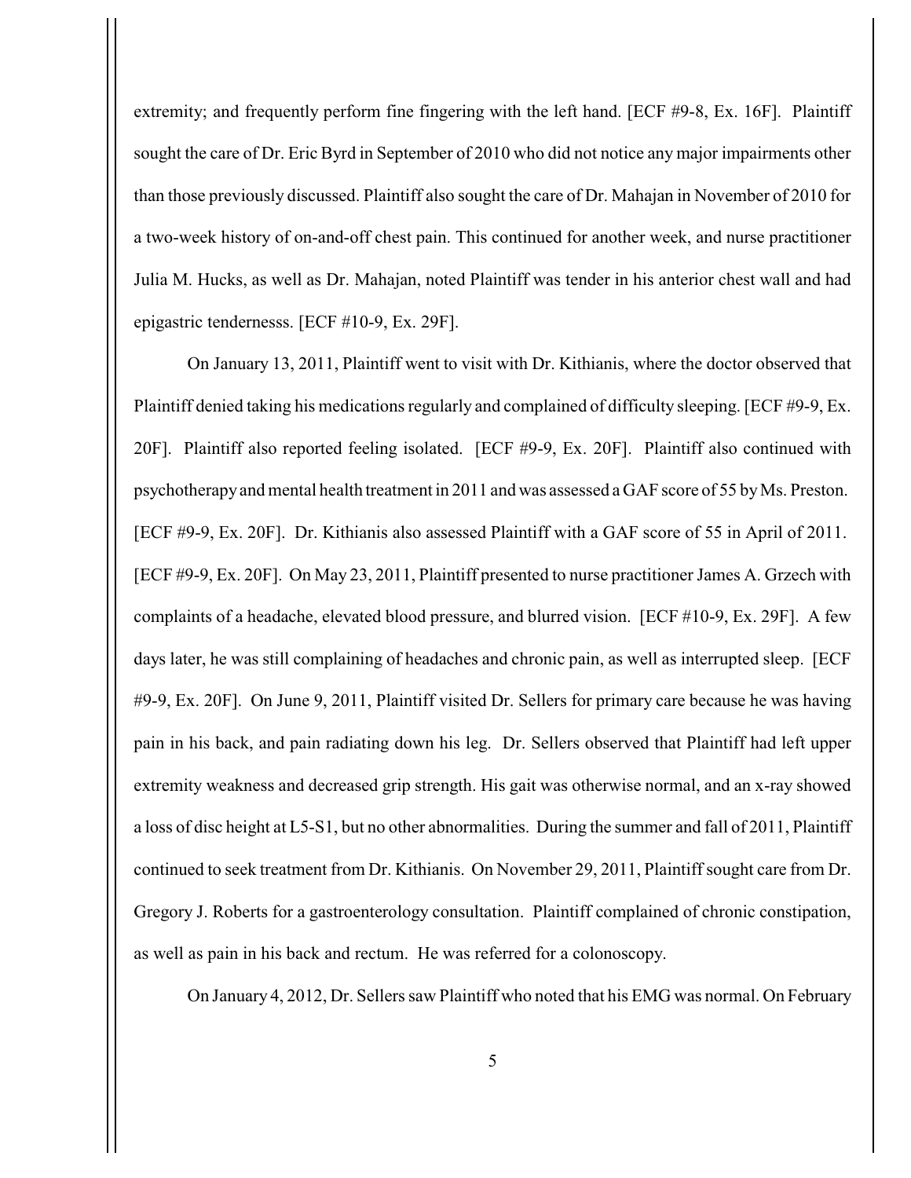extremity; and frequently perform fine fingering with the left hand. [ECF #9-8, Ex. 16F]. Plaintiff sought the care of Dr. Eric Byrd in September of 2010 who did not notice any major impairments other than those previously discussed. Plaintiff also sought the care of Dr. Mahajan in November of 2010 for a two-week history of on-and-off chest pain. This continued for another week, and nurse practitioner Julia M. Hucks, as well as Dr. Mahajan, noted Plaintiff was tender in his anterior chest wall and had epigastric tendernesss. [ECF #10-9, Ex. 29F].

On January 13, 2011, Plaintiff went to visit with Dr. Kithianis, where the doctor observed that Plaintiff denied taking his medications regularly and complained of difficulty sleeping. [ECF #9-9, Ex. 20F]. Plaintiff also reported feeling isolated. [ECF #9-9, Ex. 20F]. Plaintiff also continued with psychotherapy and mental health treatment in 2011 and was assessed a GAF score of 55 by Ms. Preston. [ECF #9-9, Ex. 20F]. Dr. Kithianis also assessed Plaintiff with a GAF score of 55 in April of 2011. [ECF #9-9, Ex. 20F]. On May 23, 2011, Plaintiff presented to nurse practitioner James A. Grzech with complaints of a headache, elevated blood pressure, and blurred vision. [ECF #10-9, Ex. 29F]. A few days later, he was still complaining of headaches and chronic pain, as well as interrupted sleep. [ECF #9-9, Ex. 20F]. On June 9, 2011, Plaintiff visited Dr. Sellers for primary care because he was having pain in his back, and pain radiating down his leg. Dr. Sellers observed that Plaintiff had left upper extremity weakness and decreased grip strength. His gait was otherwise normal, and an x-ray showed a loss of disc height at L5-S1, but no other abnormalities. During the summer and fall of 2011, Plaintiff continued to seek treatment from Dr. Kithianis. On November 29, 2011, Plaintiff sought care from Dr. Gregory J. Roberts for a gastroenterology consultation. Plaintiff complained of chronic constipation, as well as pain in his back and rectum. He was referred for a colonoscopy.

On January 4, 2012, Dr. Sellers saw Plaintiff who noted that his EMG was normal. On February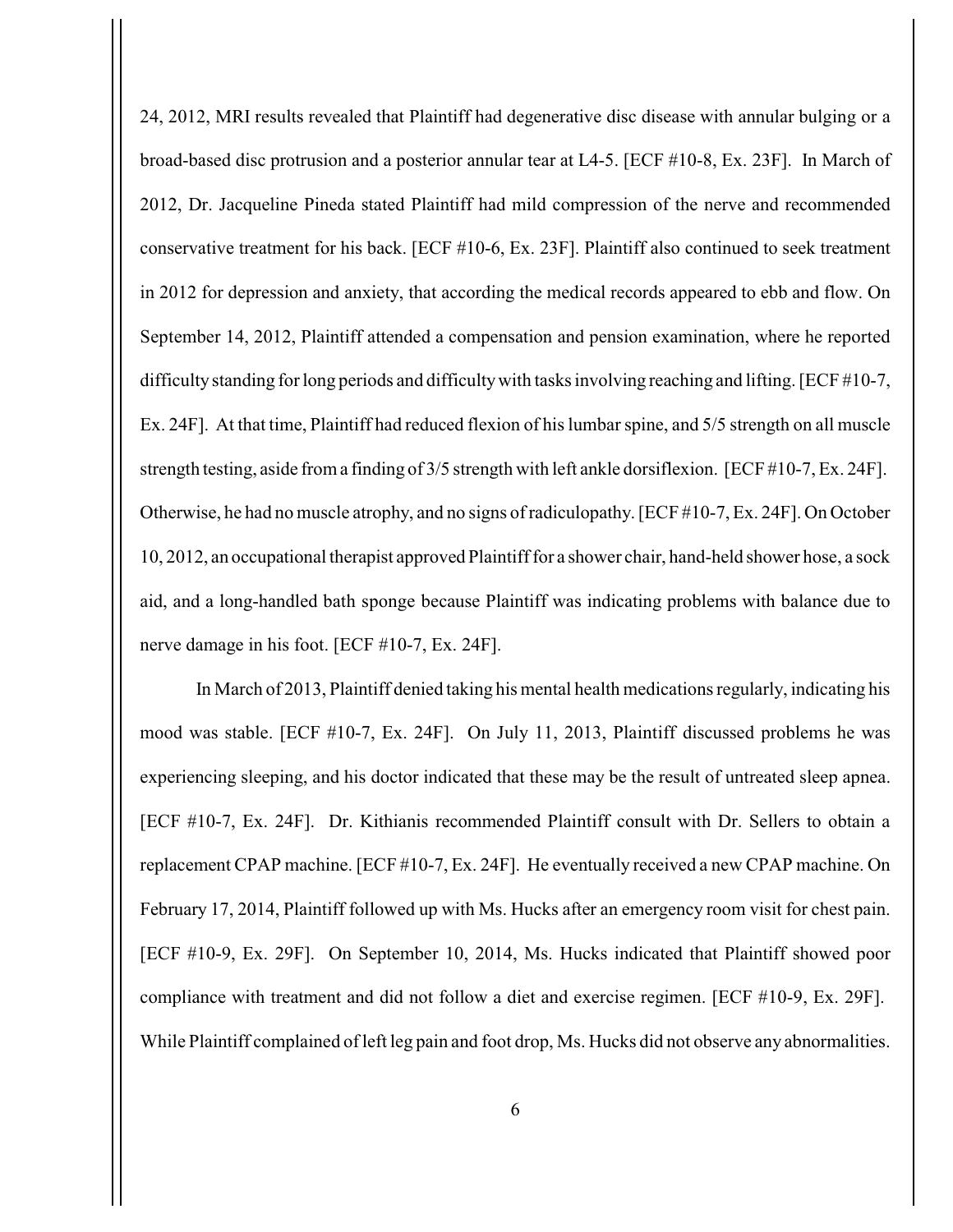24, 2012, MRI results revealed that Plaintiff had degenerative disc disease with annular bulging or a broad-based disc protrusion and a posterior annular tear at L4-5. [ECF #10-8, Ex. 23F]. In March of 2012, Dr. Jacqueline Pineda stated Plaintiff had mild compression of the nerve and recommended conservative treatment for his back. [ECF #10-6, Ex. 23F]. Plaintiff also continued to seek treatment in 2012 for depression and anxiety, that according the medical records appeared to ebb and flow. On September 14, 2012, Plaintiff attended a compensation and pension examination, where he reported difficulty standing for long periods and difficulty with tasks involving reaching and lifting. [ECF #10-7, Ex. 24F]. At that time, Plaintiff had reduced flexion of his lumbar spine, and 5/5 strength on all muscle strength testing, aside from a finding of 3/5 strength with left ankle dorsiflexion. [ECF #10-7, Ex. 24F]. Otherwise, he had no muscle atrophy, and no signs of radiculopathy. [ECF #10-7, Ex. 24F]. On October 10, 2012, an occupational therapist approved Plaintiff for a shower chair, hand-held shower hose, a sock aid, and a long-handled bath sponge because Plaintiff was indicating problems with balance due to nerve damage in his foot. [ECF #10-7, Ex. 24F].

In March of 2013, Plaintiff denied taking his mental health medications regularly, indicating his mood was stable. [ECF #10-7, Ex. 24F]. On July 11, 2013, Plaintiff discussed problems he was experiencing sleeping, and his doctor indicated that these may be the result of untreated sleep apnea. [ECF #10-7, Ex. 24F]. Dr. Kithianis recommended Plaintiff consult with Dr. Sellers to obtain a replacement CPAP machine. [ECF #10-7, Ex. 24F]. He eventually received a new CPAP machine. On February 17, 2014, Plaintiff followed up with Ms. Hucks after an emergency room visit for chest pain. [ECF #10-9, Ex. 29F]. On September 10, 2014, Ms. Hucks indicated that Plaintiff showed poor compliance with treatment and did not follow a diet and exercise regimen. [ECF #10-9, Ex. 29F]. While Plaintiff complained of left leg pain and foot drop, Ms. Hucks did not observe any abnormalities.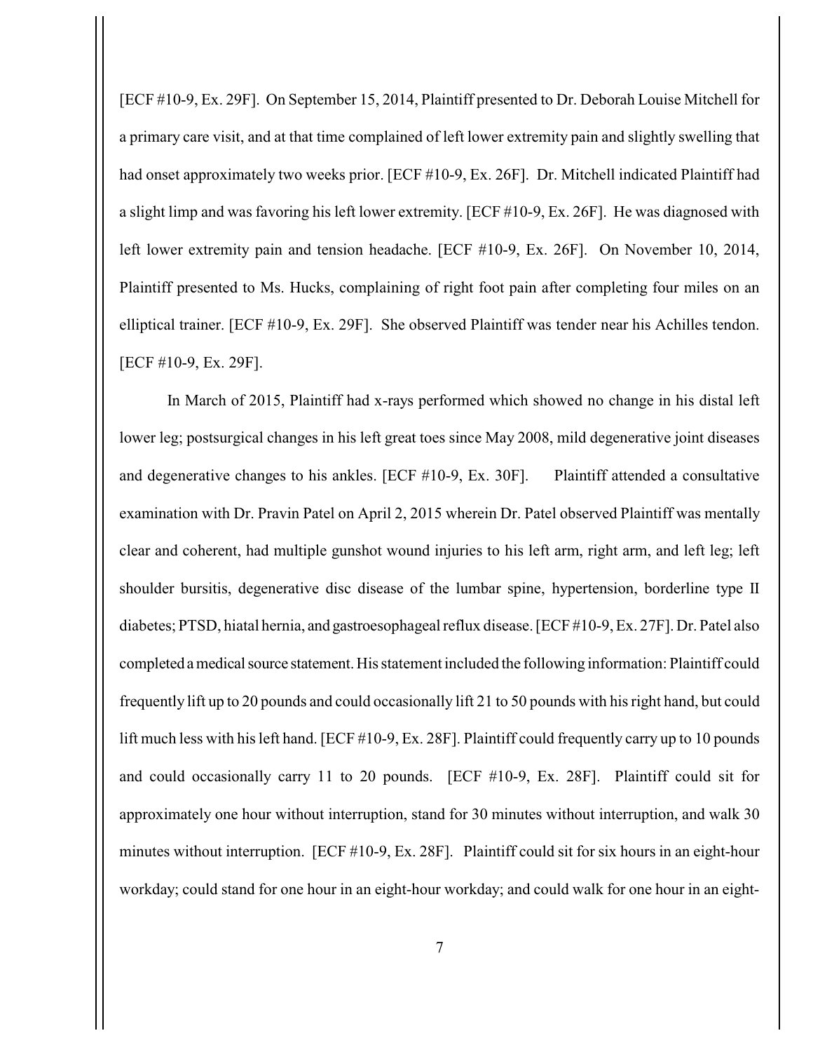[ECF #10-9, Ex. 29F]. On September 15, 2014, Plaintiff presented to Dr. Deborah Louise Mitchell for a primary care visit, and at that time complained of left lower extremity pain and slightly swelling that had onset approximately two weeks prior. [ECF #10-9, Ex. 26F]. Dr. Mitchell indicated Plaintiff had a slight limp and was favoring his left lower extremity. [ECF #10-9, Ex. 26F]. He was diagnosed with left lower extremity pain and tension headache. [ECF #10-9, Ex. 26F]. On November 10, 2014, Plaintiff presented to Ms. Hucks, complaining of right foot pain after completing four miles on an elliptical trainer. [ECF #10-9, Ex. 29F]. She observed Plaintiff was tender near his Achilles tendon. [ECF #10-9, Ex. 29F].

In March of 2015, Plaintiff had x-rays performed which showed no change in his distal left lower leg; postsurgical changes in his left great toes since May 2008, mild degenerative joint diseases and degenerative changes to his ankles. [ECF #10-9, Ex. 30F]. Plaintiff attended a consultative examination with Dr. Pravin Patel on April 2, 2015 wherein Dr. Patel observed Plaintiff was mentally clear and coherent, had multiple gunshot wound injuries to his left arm, right arm, and left leg; left shoulder bursitis, degenerative disc disease of the lumbar spine, hypertension, borderline type II diabetes; PTSD, hiatal hernia, and gastroesophageal reflux disease. [ECF #10-9, Ex. 27F]. Dr. Patel also completed a medical source statement. His statement included the following information: Plaintiff could frequently lift up to 20 pounds and could occasionally lift 21 to 50 pounds with his right hand, but could lift much less with his left hand. [ECF #10-9, Ex. 28F]. Plaintiff could frequently carry up to 10 pounds and could occasionally carry 11 to 20 pounds. [ECF #10-9, Ex. 28F]. Plaintiff could sit for approximately one hour without interruption, stand for 30 minutes without interruption, and walk 30 minutes without interruption. [ECF #10-9, Ex. 28F]. Plaintiff could sit for six hours in an eight-hour workday; could stand for one hour in an eight-hour workday; and could walk for one hour in an eight-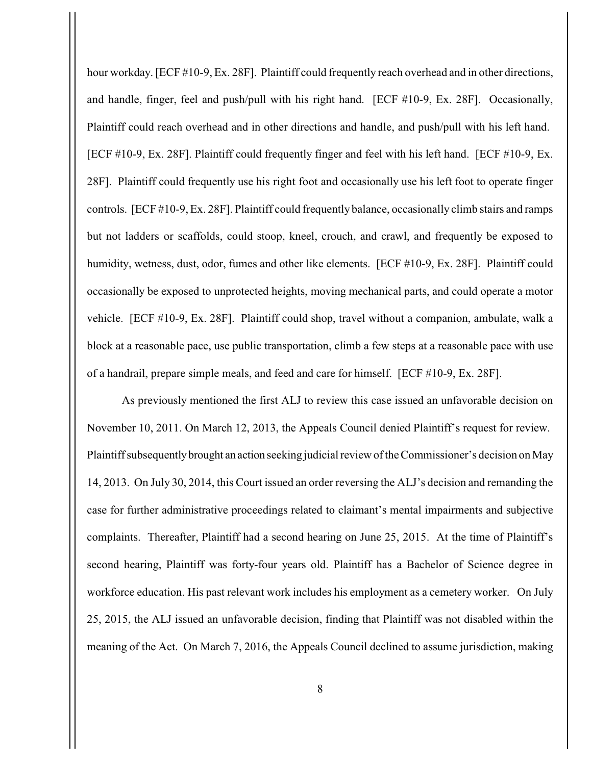hour workday. [ECF #10-9, Ex. 28F]. Plaintiff could frequently reach overhead and in other directions, and handle, finger, feel and push/pull with his right hand. [ECF #10-9, Ex. 28F]. Occasionally, Plaintiff could reach overhead and in other directions and handle, and push/pull with his left hand. [ECF #10-9, Ex. 28F]. Plaintiff could frequently finger and feel with his left hand. [ECF #10-9, Ex. 28F]. Plaintiff could frequently use his right foot and occasionally use his left foot to operate finger controls. [ECF #10-9, Ex. 28F]. Plaintiff could frequently balance, occasionally climb stairs and ramps but not ladders or scaffolds, could stoop, kneel, crouch, and crawl, and frequently be exposed to humidity, wetness, dust, odor, fumes and other like elements. [ECF #10-9, Ex. 28F]. Plaintiff could occasionally be exposed to unprotected heights, moving mechanical parts, and could operate a motor vehicle. [ECF #10-9, Ex. 28F]. Plaintiff could shop, travel without a companion, ambulate, walk a block at a reasonable pace, use public transportation, climb a few steps at a reasonable pace with use of a handrail, prepare simple meals, and feed and care for himself. [ECF #10-9, Ex. 28F].

As previously mentioned the first ALJ to review this case issued an unfavorable decision on November 10, 2011. On March 12, 2013, the Appeals Council denied Plaintiff's request for review. Plaintiff subsequently brought an action seeking judicial review of the Commissioner's decision on May 14, 2013. On July 30, 2014, this Court issued an order reversing the ALJ's decision and remanding the case for further administrative proceedings related to claimant's mental impairments and subjective complaints. Thereafter, Plaintiff had a second hearing on June 25, 2015. At the time of Plaintiff's second hearing, Plaintiff was forty-four years old. Plaintiff has a Bachelor of Science degree in workforce education. His past relevant work includes his employment as a cemetery worker. On July 25, 2015, the ALJ issued an unfavorable decision, finding that Plaintiff was not disabled within the meaning of the Act. On March 7, 2016, the Appeals Council declined to assume jurisdiction, making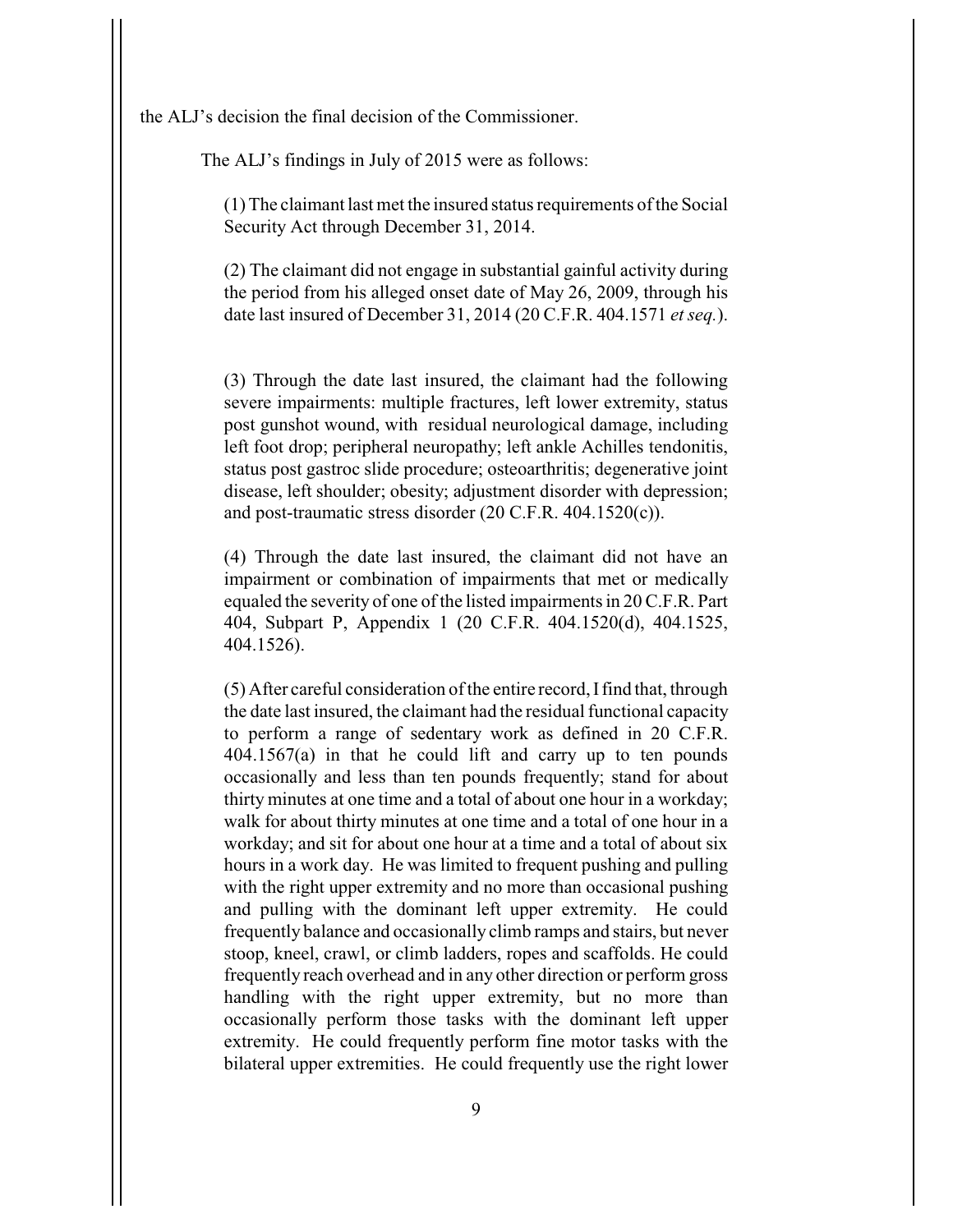the ALJ's decision the final decision of the Commissioner.

The ALJ's findings in July of 2015 were as follows:

> (1) The claimant last met the insured status requirements of the Social Security Act through December 31, 2014.
>
> (2) The claimant did not engage in substantial gainful activity during the period from his alleged onset date of May 26, 2009, through his date last insured of December 31, 2014 (20 C.F.R. 404.1571 *et seq.*).
>
> (3) Through the date last insured, the claimant had the following severe impairments: multiple fractures, left lower extremity, status post gunshot wound, with residual neurological damage, including left foot drop; peripheral neuropathy; left ankle Achilles tendonitis, status post gastroc slide procedure; osteoarthritis; degenerative joint disease, left shoulder; obesity; adjustment disorder with depression; and post-traumatic stress disorder (20 C.F.R. 404.1520(c)).
>
> (4) Through the date last insured, the claimant did not have an impairment or combination of impairments that met or medically equaled the severity of one of the listed impairments in 20 C.F.R. Part 404, Subpart P, Appendix 1 (20 C.F.R. 404.1520(d), 404.1525, 404.1526).
>
> (5) After careful consideration of the entire record, I find that, through the date last insured, the claimant had the residual functional capacity to perform a range of sedentary work as defined in 20 C.F.R. 404.1567(a) in that he could lift and carry up to ten pounds occasionally and less than ten pounds frequently; stand for about thirty minutes at one time and a total of about one hour in a workday; walk for about thirty minutes at one time and a total of one hour in a workday; and sit for about one hour at a time and a total of about six hours in a work day. He was limited to frequent pushing and pulling with the right upper extremity and no more than occasional pushing and pulling with the dominant left upper extremity. He could frequently balance and occasionally climb ramps and stairs, but never stoop, kneel, crawl, or climb ladders, ropes and scaffolds. He could frequently reach overhead and in any other direction or perform gross handling with the right upper extremity, but no more than occasionally perform those tasks with the dominant left upper extremity. He could frequently perform fine motor tasks with the bilateral upper extremities. He could frequently use the right lower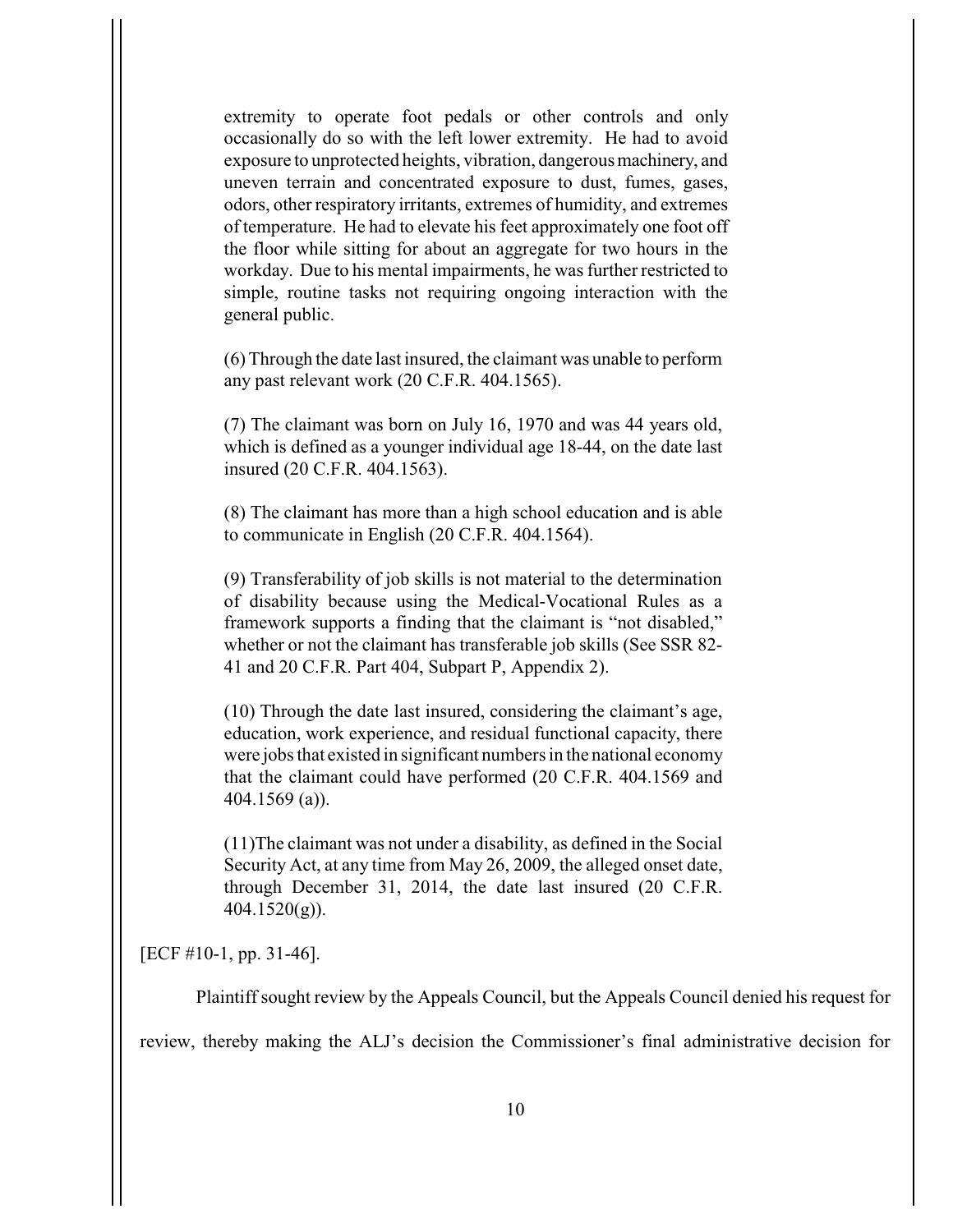> extremity to operate foot pedals or other controls and only occasionally do so with the left lower extremity. He had to avoid exposure to unprotected heights, vibration, dangerous machinery, and uneven terrain and concentrated exposure to dust, fumes, gases, odors, other respiratory irritants, extremes of humidity, and extremes of temperature. He had to elevate his feet approximately one foot off the floor while sitting for about an aggregate for two hours in the workday. Due to his mental impairments, he was further restricted to simple, routine tasks not requiring ongoing interaction with the general public.
>
> (6) Through the date last insured, the claimant was unable to perform any past relevant work (20 C.F.R. 404.1565).
>
> (7) The claimant was born on July 16, 1970 and was 44 years old, which is defined as a younger individual age 18-44, on the date last insured (20 C.F.R. 404.1563).
>
> (8) The claimant has more than a high school education and is able to communicate in English (20 C.F.R. 404.1564).
>
> (9) Transferability of job skills is not material to the determination of disability because using the Medical-Vocational Rules as a framework supports a finding that the claimant is "not disabled," whether or not the claimant has transferable job skills (See SSR 82-41 and 20 C.F.R. Part 404, Subpart P, Appendix 2).
>
> (10) Through the date last insured, considering the claimant's age, education, work experience, and residual functional capacity, there were jobs that existed in significant numbers in the national economy that the claimant could have performed (20 C.F.R. 404.1569 and 404.1569 (a)).
>
> (11)The claimant was not under a disability, as defined in the Social Security Act, at any time from May 26, 2009, the alleged onset date, through December 31, 2014, the date last insured (20 C.F.R. 404.1520(g)).

[ECF #10-1, pp. 31-46].

Plaintiff sought review by the Appeals Council, but the Appeals Council denied his request for review, thereby making the ALJ's decision the Commissioner's final administrative decision for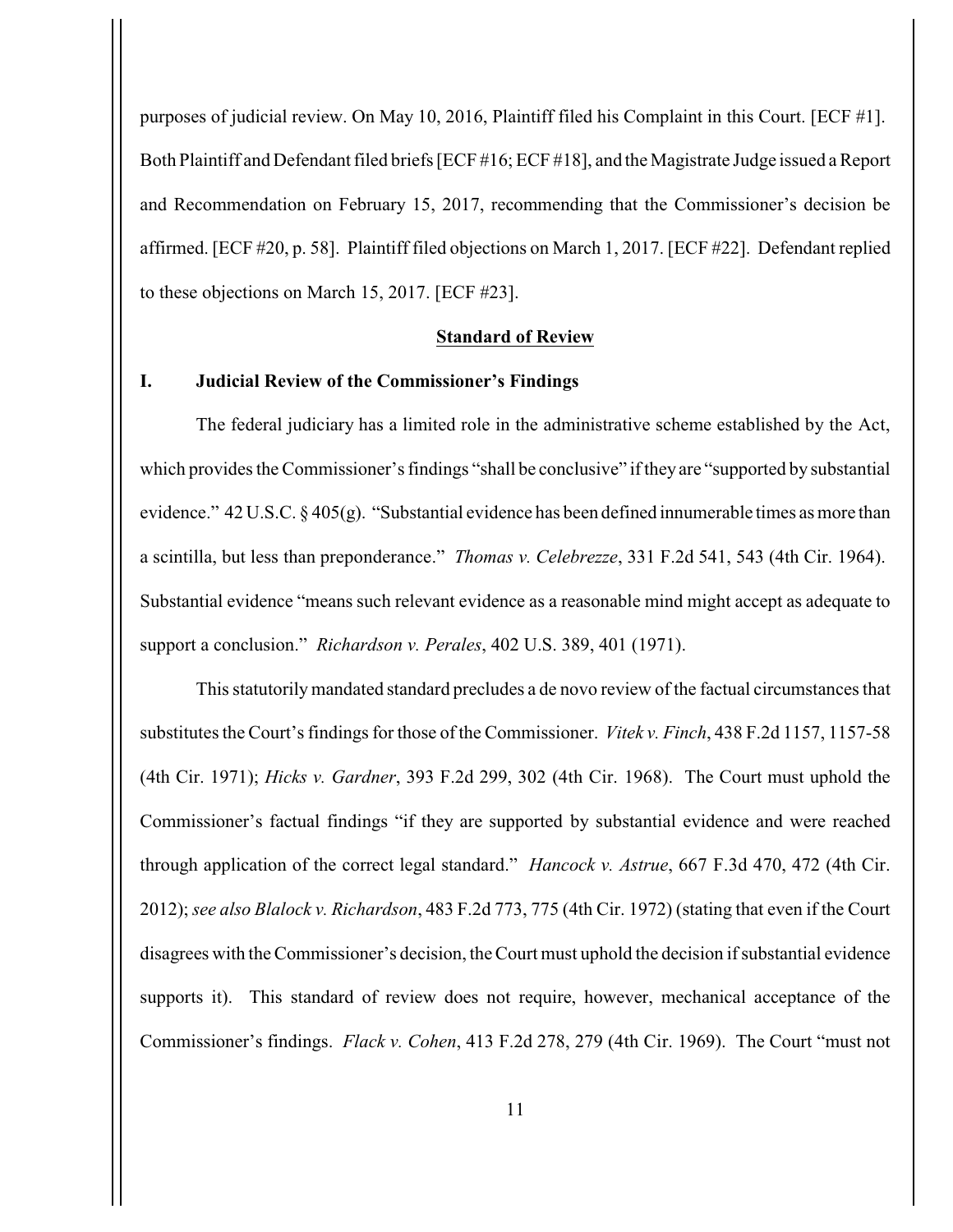purposes of judicial review. On May 10, 2016, Plaintiff filed his Complaint in this Court. [ECF #1]. Both Plaintiff and Defendant filed briefs [ECF #16; ECF #18], and the Magistrate Judge issued a Report and Recommendation on February 15, 2017, recommending that the Commissioner's decision be affirmed. [ECF #20, p. 58]. Plaintiff filed objections on March 1, 2017. [ECF #22]. Defendant replied to these objections on March 15, 2017. [ECF #23].

## Standard of Review

### I. Judicial Review of the Commissioner's Findings

The federal judiciary has a limited role in the administrative scheme established by the Act, which provides the Commissioner's findings "shall be conclusive" if they are "supported by substantial evidence." 42 U.S.C. § 405(g). "Substantial evidence has been defined innumerable times as more than a scintilla, but less than preponderance." *Thomas v. Celebrezze*, 331 F.2d 541, 543 (4th Cir. 1964). Substantial evidence "means such relevant evidence as a reasonable mind might accept as adequate to support a conclusion." *Richardson v. Perales*, 402 U.S. 389, 401 (1971).

This statutorily mandated standard precludes a de novo review of the factual circumstances that substitutes the Court's findings for those of the Commissioner. *Vitek v. Finch*, 438 F.2d 1157, 1157-58 (4th Cir. 1971); *Hicks v. Gardner*, 393 F.2d 299, 302 (4th Cir. 1968). The Court must uphold the Commissioner's factual findings "if they are supported by substantial evidence and were reached through application of the correct legal standard." *Hancock v. Astrue*, 667 F.3d 470, 472 (4th Cir. 2012); *see also Blalock v. Richardson*, 483 F.2d 773, 775 (4th Cir. 1972) (stating that even if the Court disagrees with the Commissioner's decision, the Court must uphold the decision if substantial evidence supports it). This standard of review does not require, however, mechanical acceptance of the Commissioner's findings. *Flack v. Cohen*, 413 F.2d 278, 279 (4th Cir. 1969). The Court "must not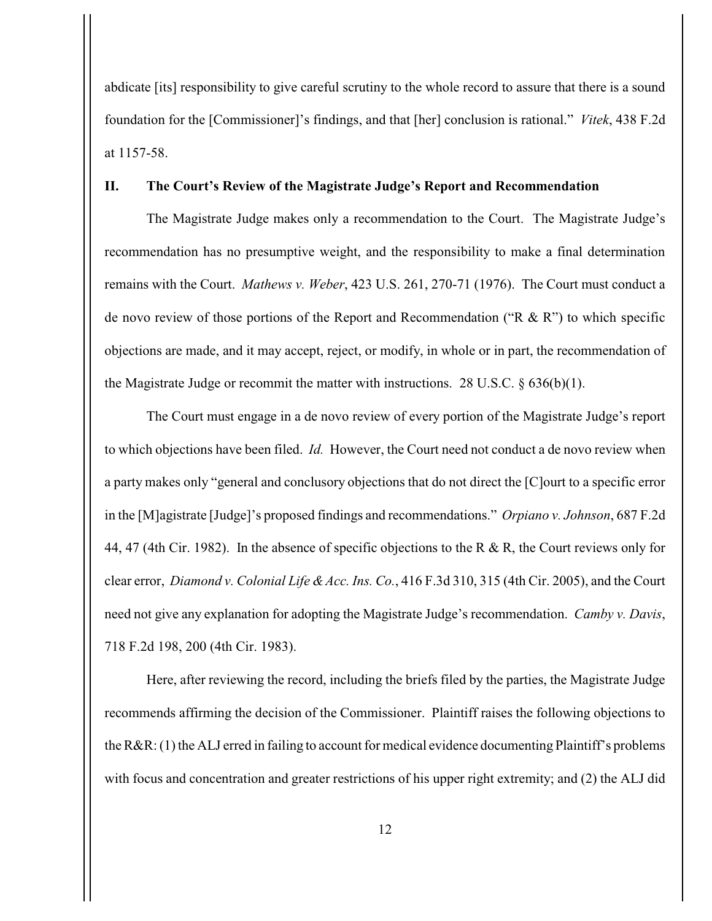abdicate [its] responsibility to give careful scrutiny to the whole record to assure that there is a sound foundation for the [Commissioner]'s findings, and that [her] conclusion is rational." *Vitek*, 438 F.2d at 1157-58.

## II. The Court's Review of the Magistrate Judge's Report and Recommendation

The Magistrate Judge makes only a recommendation to the Court. The Magistrate Judge's recommendation has no presumptive weight, and the responsibility to make a final determination remains with the Court. *Mathews v. Weber*, 423 U.S. 261, 270-71 (1976). The Court must conduct a de novo review of those portions of the Report and Recommendation ("R & R") to which specific objections are made, and it may accept, reject, or modify, in whole or in part, the recommendation of the Magistrate Judge or recommit the matter with instructions. 28 U.S.C. § 636(b)(1).

The Court must engage in a de novo review of every portion of the Magistrate Judge's report to which objections have been filed. *Id.* However, the Court need not conduct a de novo review when a party makes only "general and conclusory objections that do not direct the [C]ourt to a specific error in the [M]agistrate [Judge]'s proposed findings and recommendations." *Orpiano v. Johnson*, 687 F.2d 44, 47 (4th Cir. 1982). In the absence of specific objections to the R & R, the Court reviews only for clear error, *Diamond v. Colonial Life & Acc. Ins. Co.*, 416 F.3d 310, 315 (4th Cir. 2005), and the Court need not give any explanation for adopting the Magistrate Judge's recommendation. *Camby v. Davis*, 718 F.2d 198, 200 (4th Cir. 1983).

Here, after reviewing the record, including the briefs filed by the parties, the Magistrate Judge recommends affirming the decision of the Commissioner. Plaintiff raises the following objections to the R&R: (1) the ALJ erred in failing to account for medical evidence documenting Plaintiff's problems with focus and concentration and greater restrictions of his upper right extremity; and (2) the ALJ did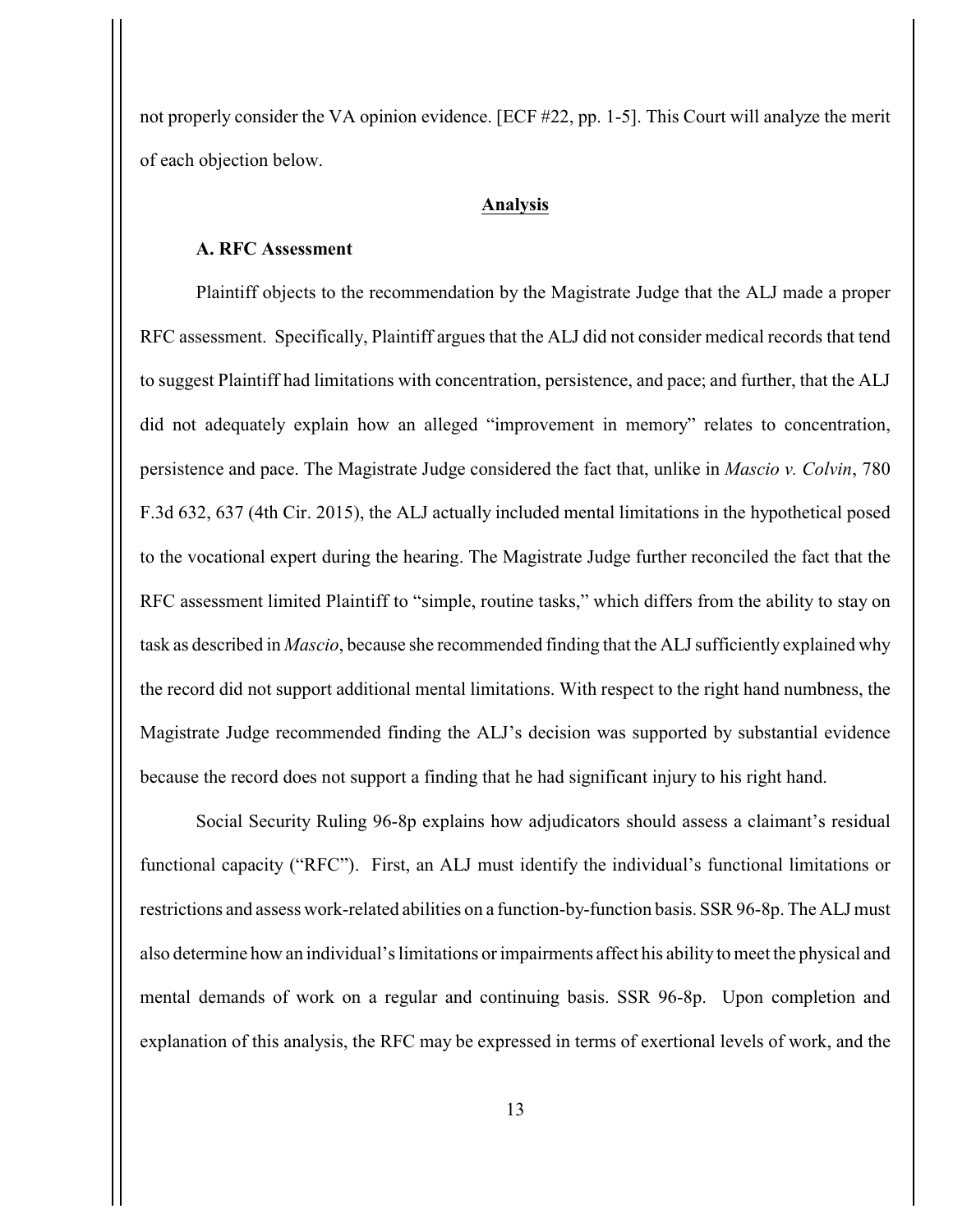not properly consider the VA opinion evidence. [ECF #22, pp. 1-5]. This Court will analyze the merit of each objection below.

## Analysis

### A. RFC Assessment

Plaintiff objects to the recommendation by the Magistrate Judge that the ALJ made a proper RFC assessment. Specifically, Plaintiff argues that the ALJ did not consider medical records that tend to suggest Plaintiff had limitations with concentration, persistence, and pace; and further, that the ALJ did not adequately explain how an alleged "improvement in memory" relates to concentration, persistence and pace. The Magistrate Judge considered the fact that, unlike in *Mascio v. Colvin*, 780 F.3d 632, 637 (4th Cir. 2015), the ALJ actually included mental limitations in the hypothetical posed to the vocational expert during the hearing. The Magistrate Judge further reconciled the fact that the RFC assessment limited Plaintiff to "simple, routine tasks," which differs from the ability to stay on task as described in *Mascio*, because she recommended finding that the ALJ sufficiently explained why the record did not support additional mental limitations. With respect to the right hand numbness, the Magistrate Judge recommended finding the ALJ's decision was supported by substantial evidence because the record does not support a finding that he had significant injury to his right hand.

Social Security Ruling 96-8p explains how adjudicators should assess a claimant's residual functional capacity ("RFC"). First, an ALJ must identify the individual's functional limitations or restrictions and assess work-related abilities on a function-by-function basis. SSR 96-8p. The ALJ must also determine how an individual's limitations or impairments affect his ability to meet the physical and mental demands of work on a regular and continuing basis. SSR 96-8p. Upon completion and explanation of this analysis, the RFC may be expressed in terms of exertional levels of work, and the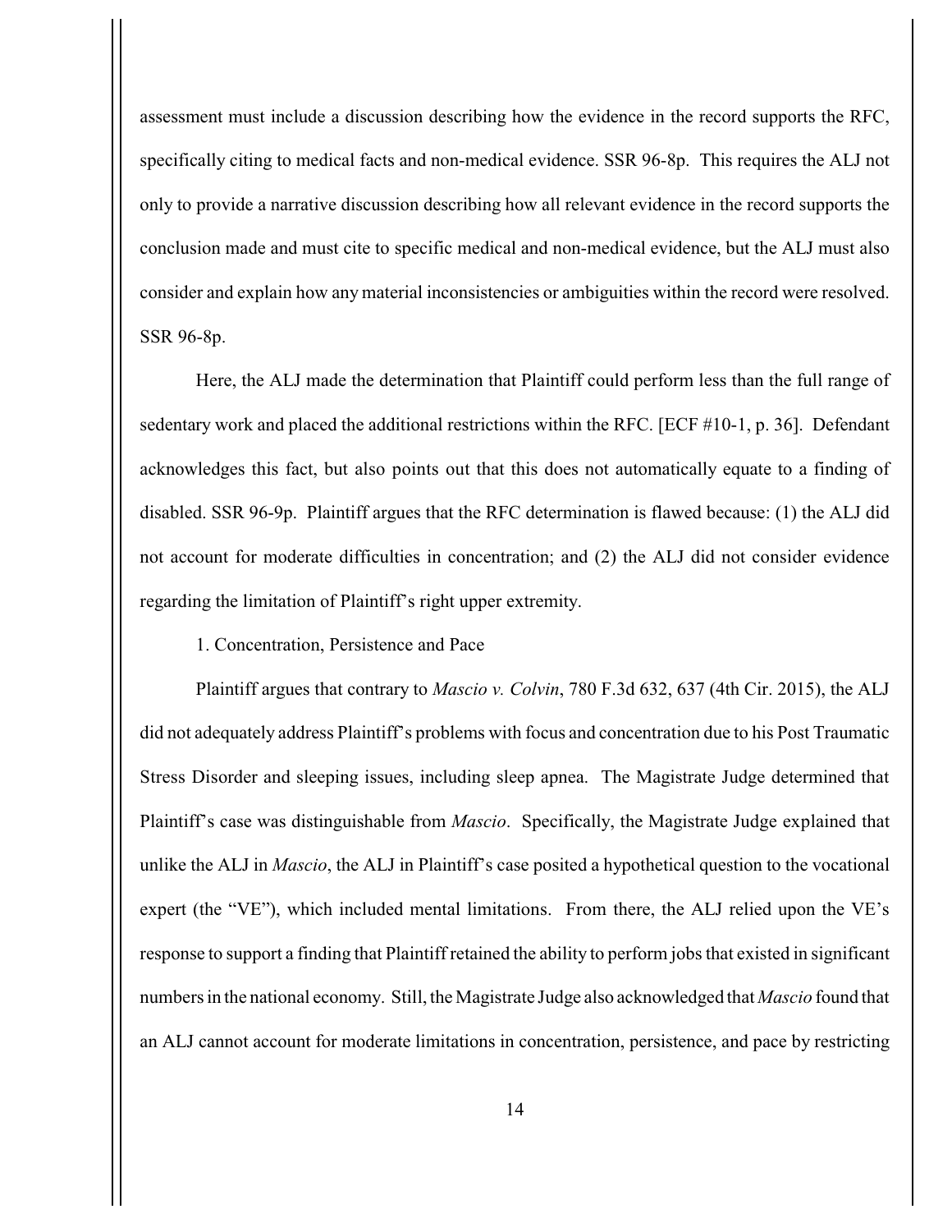assessment must include a discussion describing how the evidence in the record supports the RFC, specifically citing to medical facts and non-medical evidence. SSR 96-8p. This requires the ALJ not only to provide a narrative discussion describing how all relevant evidence in the record supports the conclusion made and must cite to specific medical and non-medical evidence, but the ALJ must also consider and explain how any material inconsistencies or ambiguities within the record were resolved. SSR 96-8p.

Here, the ALJ made the determination that Plaintiff could perform less than the full range of sedentary work and placed the additional restrictions within the RFC. [ECF #10-1, p. 36]. Defendant acknowledges this fact, but also points out that this does not automatically equate to a finding of disabled. SSR 96-9p. Plaintiff argues that the RFC determination is flawed because: (1) the ALJ did not account for moderate difficulties in concentration; and (2) the ALJ did not consider evidence regarding the limitation of Plaintiff's right upper extremity.

1. Concentration, Persistence and Pace

Plaintiff argues that contrary to *Mascio v. Colvin*, 780 F.3d 632, 637 (4th Cir. 2015), the ALJ did not adequately address Plaintiff's problems with focus and concentration due to his Post Traumatic Stress Disorder and sleeping issues, including sleep apnea. The Magistrate Judge determined that Plaintiff's case was distinguishable from *Mascio*. Specifically, the Magistrate Judge explained that unlike the ALJ in *Mascio*, the ALJ in Plaintiff's case posited a hypothetical question to the vocational expert (the "VE"), which included mental limitations. From there, the ALJ relied upon the VE's response to support a finding that Plaintiff retained the ability to perform jobs that existed in significant numbers in the national economy. Still, the Magistrate Judge also acknowledged that *Mascio* found that an ALJ cannot account for moderate limitations in concentration, persistence, and pace by restricting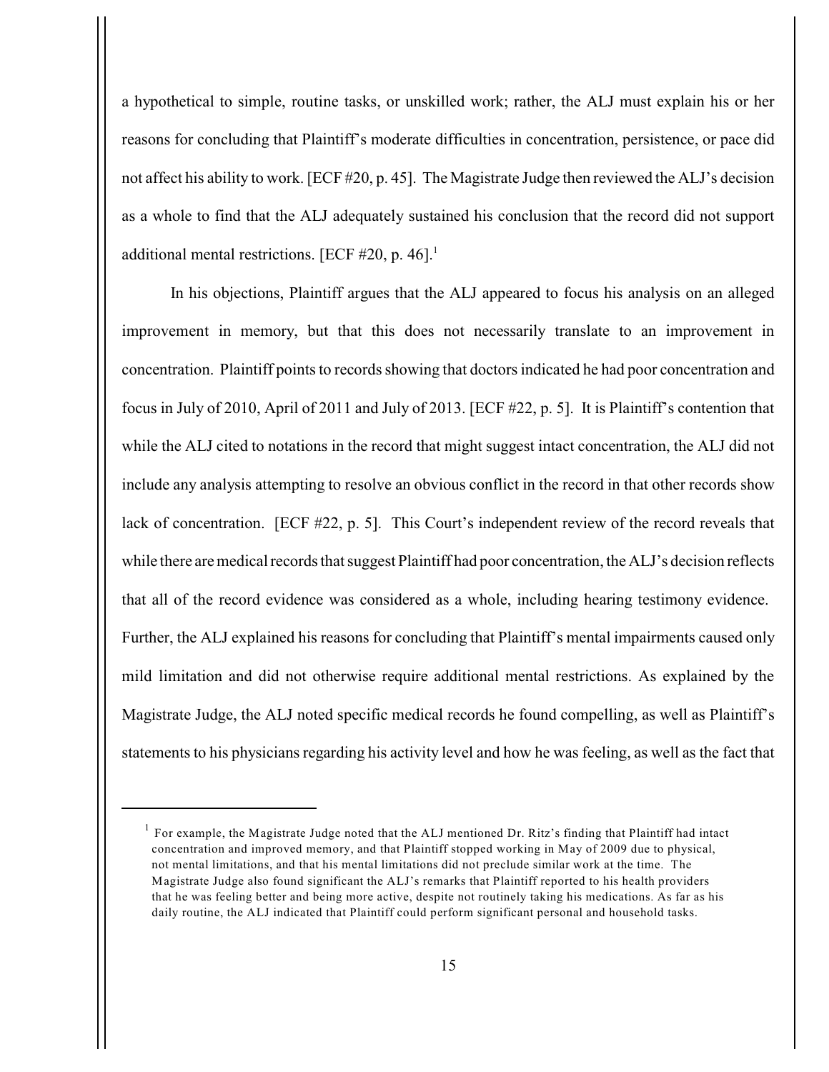a hypothetical to simple, routine tasks, or unskilled work; rather, the ALJ must explain his or her reasons for concluding that Plaintiff's moderate difficulties in concentration, persistence, or pace did not affect his ability to work. [ECF #20, p. 45]. The Magistrate Judge then reviewed the ALJ's decision as a whole to find that the ALJ adequately sustained his conclusion that the record did not support additional mental restrictions. [ECF #20, p. 46].[1]

In his objections, Plaintiff argues that the ALJ appeared to focus his analysis on an alleged improvement in memory, but that this does not necessarily translate to an improvement in concentration. Plaintiff points to records showing that doctors indicated he had poor concentration and focus in July of 2010, April of 2011 and July of 2013. [ECF #22, p. 5]. It is Plaintiff's contention that while the ALJ cited to notations in the record that might suggest intact concentration, the ALJ did not include any analysis attempting to resolve an obvious conflict in the record in that other records show lack of concentration. [ECF #22, p. 5]. This Court's independent review of the record reveals that while there are medical records that suggest Plaintiff had poor concentration, the ALJ's decision reflects that all of the record evidence was considered as a whole, including hearing testimony evidence. Further, the ALJ explained his reasons for concluding that Plaintiff's mental impairments caused only mild limitation and did not otherwise require additional mental restrictions. As explained by the Magistrate Judge, the ALJ noted specific medical records he found compelling, as well as Plaintiff's statements to his physicians regarding his activity level and how he was feeling, as well as the fact that

---

[1] For example, the Magistrate Judge noted that the ALJ mentioned Dr. Ritz's finding that Plaintiff had intact concentration and improved memory, and that Plaintiff stopped working in May of 2009 due to physical, not mental limitations, and that his mental limitations did not preclude similar work at the time. The Magistrate Judge also found significant the ALJ's remarks that Plaintiff reported to his health providers that he was feeling better and being more active, despite not routinely taking his medications. As far as his daily routine, the ALJ indicated that Plaintiff could perform significant personal and household tasks.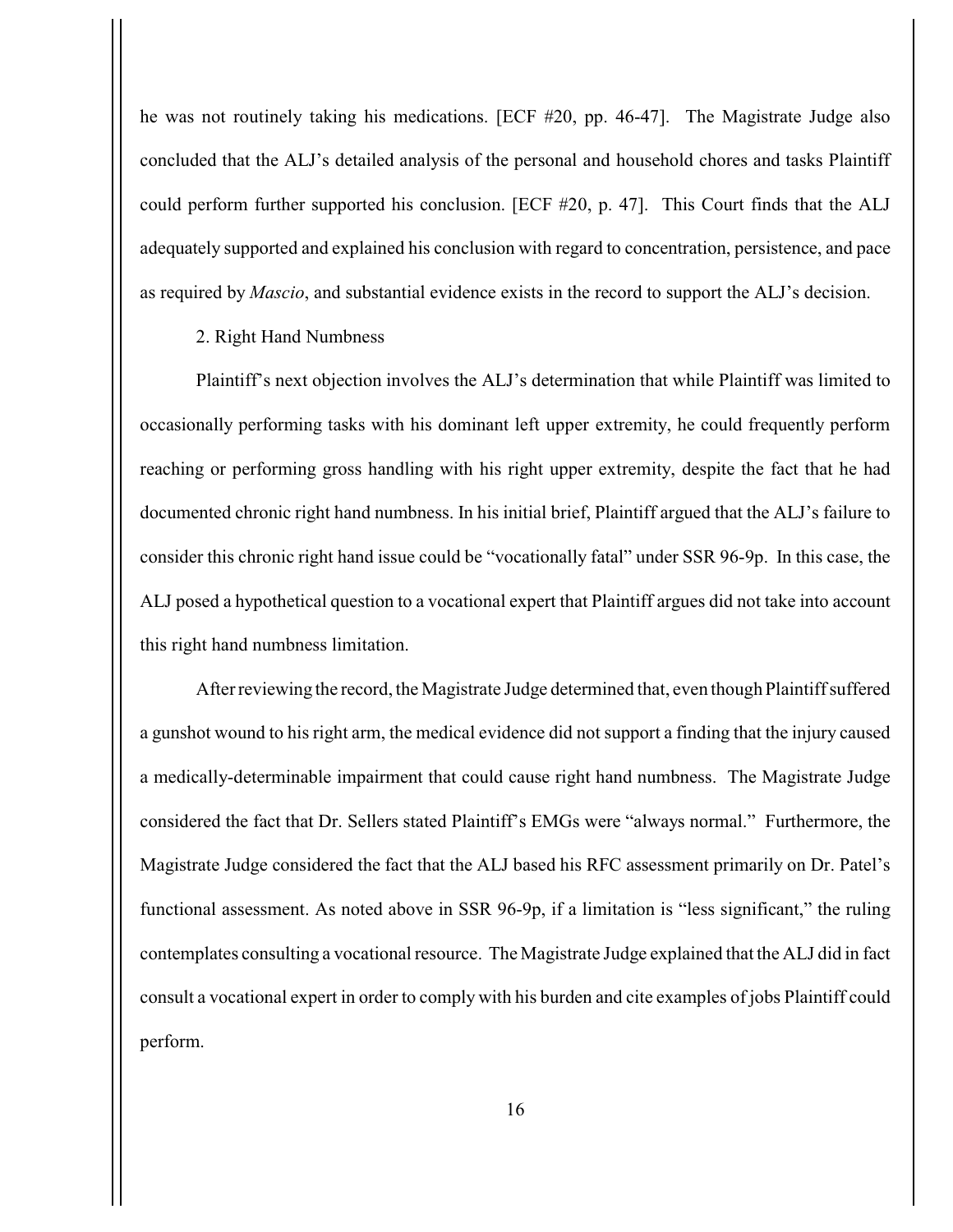he was not routinely taking his medications. [ECF #20, pp. 46-47]. The Magistrate Judge also concluded that the ALJ's detailed analysis of the personal and household chores and tasks Plaintiff could perform further supported his conclusion. [ECF #20, p. 47]. This Court finds that the ALJ adequately supported and explained his conclusion with regard to concentration, persistence, and pace as required by *Mascio*, and substantial evidence exists in the record to support the ALJ's decision.

2. Right Hand Numbness

Plaintiff's next objection involves the ALJ's determination that while Plaintiff was limited to occasionally performing tasks with his dominant left upper extremity, he could frequently perform reaching or performing gross handling with his right upper extremity, despite the fact that he had documented chronic right hand numbness. In his initial brief, Plaintiff argued that the ALJ's failure to consider this chronic right hand issue could be "vocationally fatal" under SSR 96-9p. In this case, the ALJ posed a hypothetical question to a vocational expert that Plaintiff argues did not take into account this right hand numbness limitation.

After reviewing the record, the Magistrate Judge determined that, even though Plaintiff suffered a gunshot wound to his right arm, the medical evidence did not support a finding that the injury caused a medically-determinable impairment that could cause right hand numbness. The Magistrate Judge considered the fact that Dr. Sellers stated Plaintiff's EMGs were "always normal." Furthermore, the Magistrate Judge considered the fact that the ALJ based his RFC assessment primarily on Dr. Patel's functional assessment. As noted above in SSR 96-9p, if a limitation is "less significant," the ruling contemplates consulting a vocational resource. The Magistrate Judge explained that the ALJ did in fact consult a vocational expert in order to comply with his burden and cite examples of jobs Plaintiff could perform.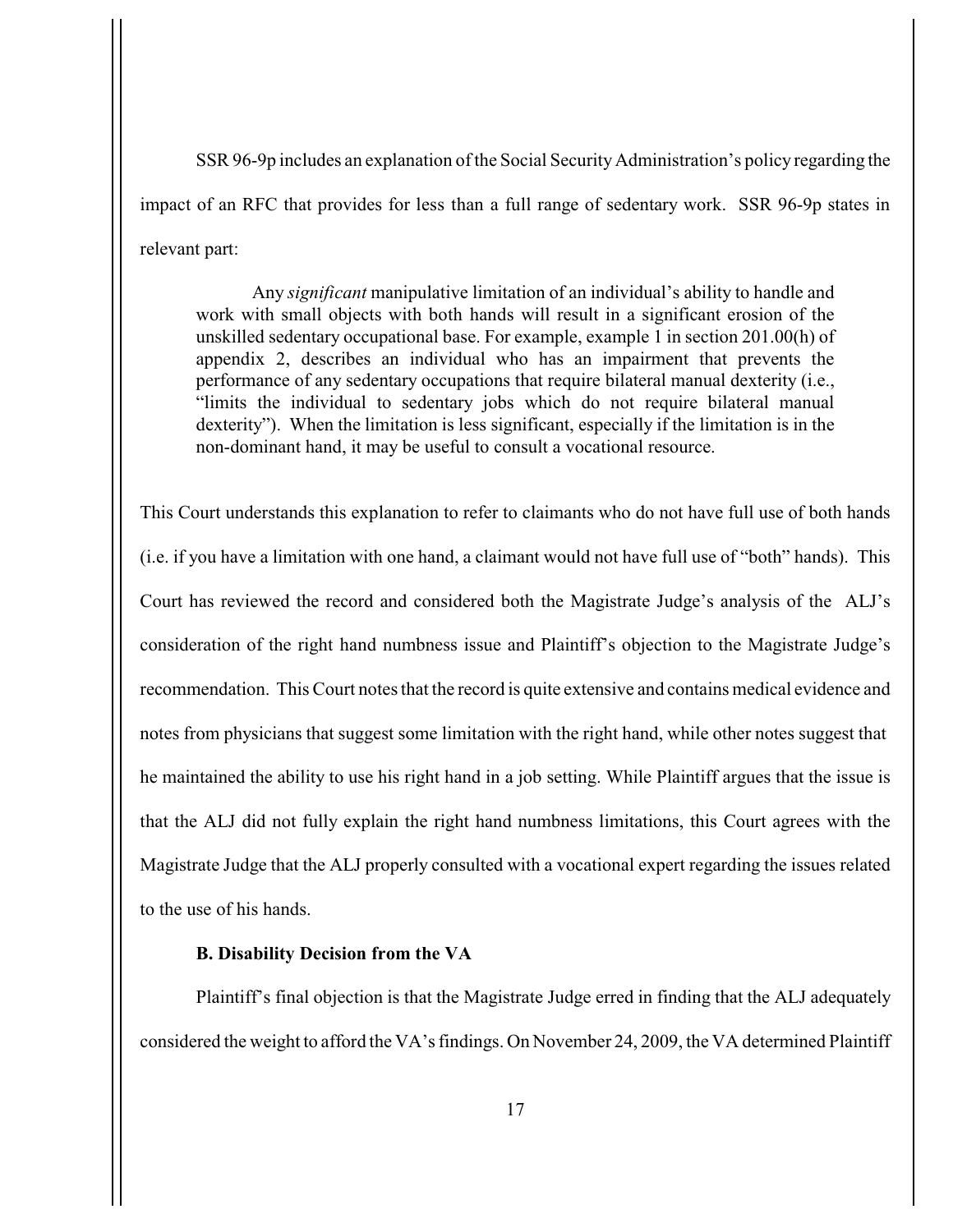SSR 96-9p includes an explanation of the Social Security Administration's policy regarding the impact of an RFC that provides for less than a full range of sedentary work. SSR 96-9p states in relevant part:

> Any *significant* manipulative limitation of an individual's ability to handle and work with small objects with both hands will result in a significant erosion of the unskilled sedentary occupational base. For example, example 1 in section 201.00(h) of appendix 2, describes an individual who has an impairment that prevents the performance of any sedentary occupations that require bilateral manual dexterity (i.e., "limits the individual to sedentary jobs which do not require bilateral manual dexterity"). When the limitation is less significant, especially if the limitation is in the non-dominant hand, it may be useful to consult a vocational resource.

This Court understands this explanation to refer to claimants who do not have full use of both hands (i.e. if you have a limitation with one hand, a claimant would not have full use of "both" hands). This Court has reviewed the record and considered both the Magistrate Judge's analysis of the ALJ's consideration of the right hand numbness issue and Plaintiff's objection to the Magistrate Judge's recommendation. This Court notes that the record is quite extensive and contains medical evidence and notes from physicians that suggest some limitation with the right hand, while other notes suggest that he maintained the ability to use his right hand in a job setting. While Plaintiff argues that the issue is that the ALJ did not fully explain the right hand numbness limitations, this Court agrees with the Magistrate Judge that the ALJ properly consulted with a vocational expert regarding the issues related to the use of his hands.

**B. Disability Decision from the VA**

Plaintiff's final objection is that the Magistrate Judge erred in finding that the ALJ adequately considered the weight to afford the VA's findings. On November 24, 2009, the VA determined Plaintiff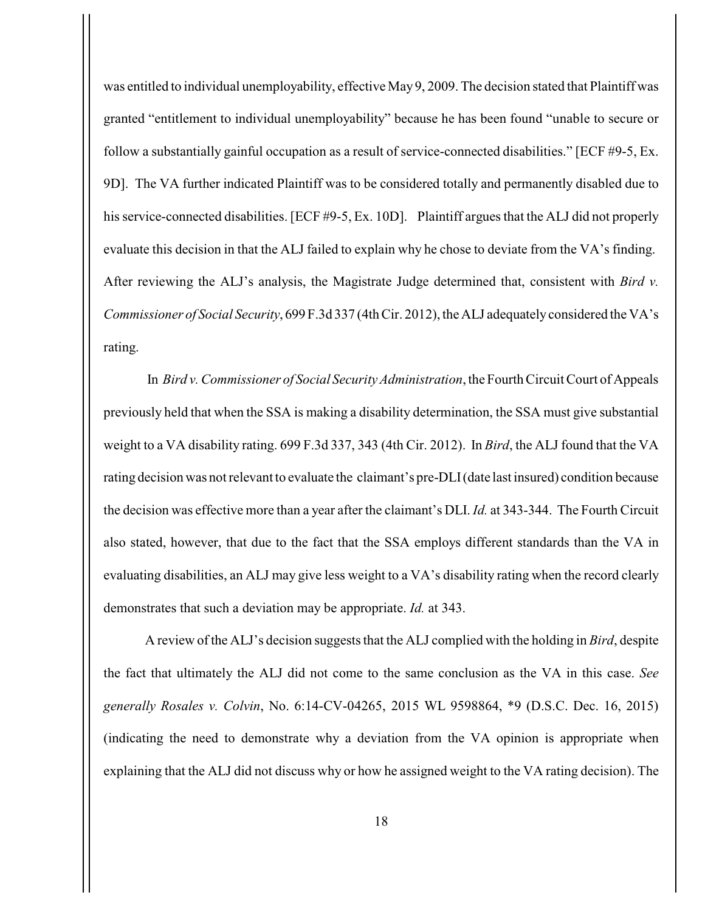was entitled to individual unemployability, effective May 9, 2009. The decision stated that Plaintiff was granted "entitlement to individual unemployability" because he has been found "unable to secure or follow a substantially gainful occupation as a result of service-connected disabilities." [ECF #9-5, Ex. 9D]. The VA further indicated Plaintiff was to be considered totally and permanently disabled due to his service-connected disabilities. [ECF #9-5, Ex. 10D]. Plaintiff argues that the ALJ did not properly evaluate this decision in that the ALJ failed to explain why he chose to deviate from the VA's finding. After reviewing the ALJ's analysis, the Magistrate Judge determined that, consistent with *Bird v. Commissioner of Social Security*, 699 F.3d 337 (4th Cir. 2012), the ALJ adequately considered the VA's rating.

In *Bird v. Commissioner of Social Security Administration*, the Fourth Circuit Court of Appeals previously held that when the SSA is making a disability determination, the SSA must give substantial weight to a VA disability rating. 699 F.3d 337, 343 (4th Cir. 2012). In *Bird*, the ALJ found that the VA rating decision was not relevant to evaluate the claimant's pre-DLI (date last insured) condition because the decision was effective more than a year after the claimant's DLI. *Id.* at 343-344. The Fourth Circuit also stated, however, that due to the fact that the SSA employs different standards than the VA in evaluating disabilities, an ALJ may give less weight to a VA's disability rating when the record clearly demonstrates that such a deviation may be appropriate. *Id.* at 343.

A review of the ALJ's decision suggests that the ALJ complied with the holding in *Bird*, despite the fact that ultimately the ALJ did not come to the same conclusion as the VA in this case. *See generally Rosales v. Colvin*, No. 6:14-CV-04265, 2015 WL 9598864, *9 (D.S.C. Dec. 16, 2015) (indicating the need to demonstrate why a deviation from the VA opinion is appropriate when explaining that the ALJ did not discuss why or how he assigned weight to the VA rating decision). The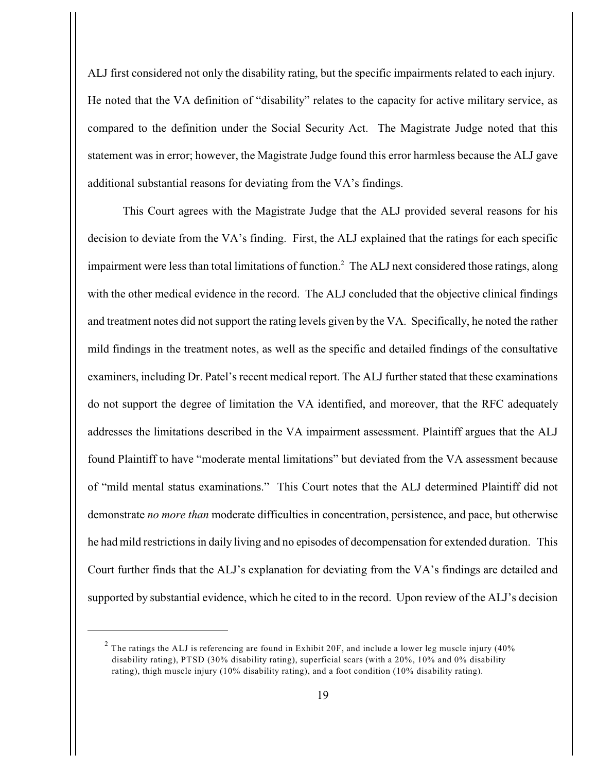ALJ first considered not only the disability rating, but the specific impairments related to each injury. He noted that the VA definition of "disability" relates to the capacity for active military service, as compared to the definition under the Social Security Act. The Magistrate Judge noted that this statement was in error; however, the Magistrate Judge found this error harmless because the ALJ gave additional substantial reasons for deviating from the VA's findings.

This Court agrees with the Magistrate Judge that the ALJ provided several reasons for his decision to deviate from the VA's finding. First, the ALJ explained that the ratings for each specific impairment were less than total limitations of function.[2] The ALJ next considered those ratings, along with the other medical evidence in the record. The ALJ concluded that the objective clinical findings and treatment notes did not support the rating levels given by the VA. Specifically, he noted the rather mild findings in the treatment notes, as well as the specific and detailed findings of the consultative examiners, including Dr. Patel's recent medical report. The ALJ further stated that these examinations do not support the degree of limitation the VA identified, and moreover, that the RFC adequately addresses the limitations described in the VA impairment assessment. Plaintiff argues that the ALJ found Plaintiff to have "moderate mental limitations" but deviated from the VA assessment because of "mild mental status examinations." This Court notes that the ALJ determined Plaintiff did not demonstrate *no more than* moderate difficulties in concentration, persistence, and pace, but otherwise he had mild restrictions in daily living and no episodes of decompensation for extended duration. This Court further finds that the ALJ's explanation for deviating from the VA's findings are detailed and supported by substantial evidence, which he cited to in the record. Upon review of the ALJ's decision

---

[2] The ratings the ALJ is referencing are found in Exhibit 20F, and include a lower leg muscle injury (40% disability rating), PTSD (30% disability rating), superficial scars (with a 20%, 10% and 0% disability rating), thigh muscle injury (10% disability rating), and a foot condition (10% disability rating).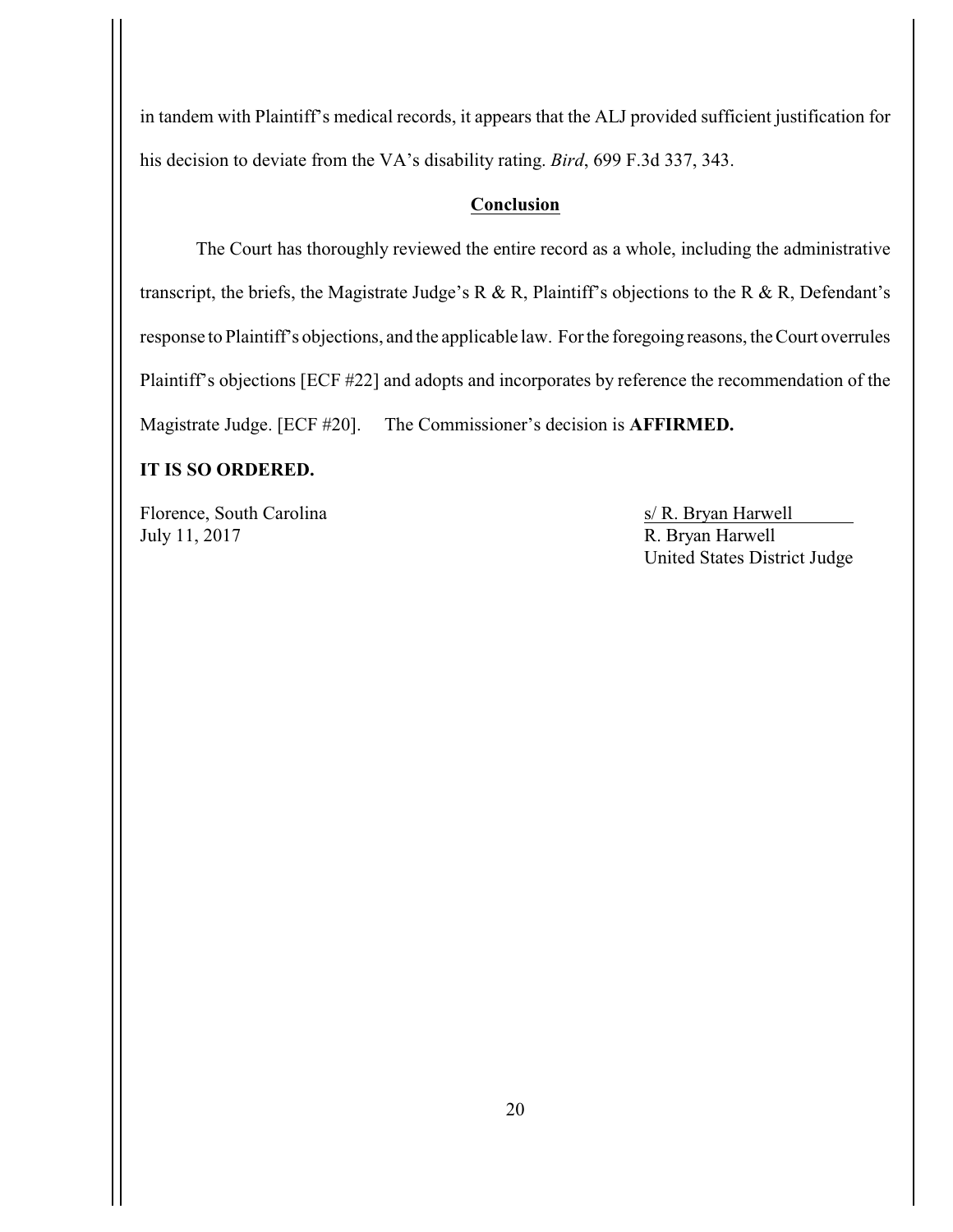in tandem with Plaintiff's medical records, it appears that the ALJ provided sufficient justification for his decision to deviate from the VA's disability rating. *Bird*, 699 F.3d 337, 343.

## Conclusion

The Court has thoroughly reviewed the entire record as a whole, including the administrative transcript, the briefs, the Magistrate Judge's R & R, Plaintiff's objections to the R & R, Defendant's response to Plaintiff's objections, and the applicable law. For the foregoing reasons, the Court overrules Plaintiff's objections [ECF #22] and adopts and incorporates by reference the recommendation of the Magistrate Judge. [ECF #20]. The Commissioner's decision is **AFFIRMED.**

**IT IS SO ORDERED.**

Florence, South Carolina
July 11, 2017

s/ R. Bryan Harwell
R. Bryan Harwell
United States District Judge